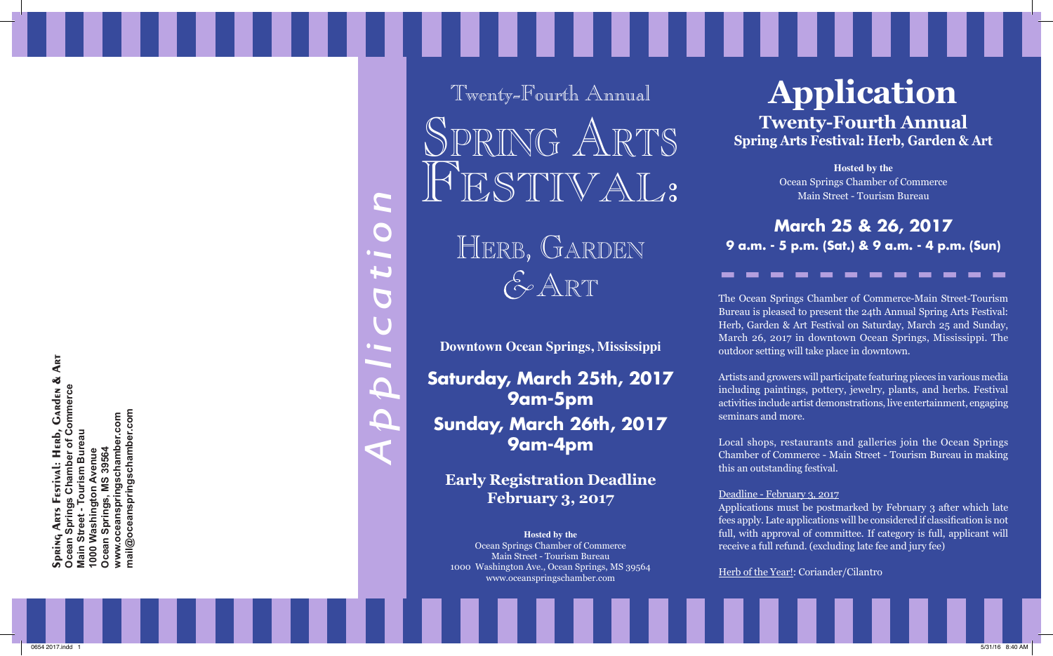**Spring Arts Festival: Herb, Garden & Art**
**Ocean Springs Chamber of Commerce**
**Main Street - Tourism Bureau**
**1000 Washington Avenue**
**Ocean Springs, MS 39564**
**www.oceanspringschamber.com**
**mail@oceanspringschamber.com**

*Application*

Twenty-Fourth Annual

# Spring Arts Festival:

## Herb, Garden & Art

**Downtown Ocean Springs, Mississippi**

**Saturday, March 25th, 2017**
**9am-5pm**

**Sunday, March 26th, 2017**
**9am-4pm**

**Early Registration Deadline**
**February 3, 2017**

**Hosted by the**
Ocean Springs Chamber of Commerce
Main Street - Tourism Bureau
1000 Washington Ave., Ocean Springs, MS 39564
www.oceanspringschamber.com

# Application

## Twenty-Fourth Annual
### Spring Arts Festival: Herb, Garden & Art

**Hosted by the**
Ocean Springs Chamber of Commerce
Main Street - Tourism Bureau

### March 25 & 26, 2017
**9 a.m. - 5 p.m. (Sat.) & 9 a.m. - 4 p.m. (Sun)**

The Ocean Springs Chamber of Commerce-Main Street-Tourism Bureau is pleased to present the 24th Annual Spring Arts Festival: Herb, Garden & Art Festival on Saturday, March 25 and Sunday, March 26, 2017 in downtown Ocean Springs, Mississippi. The outdoor setting will take place in downtown.

Artists and growers will participate featuring pieces in various media including paintings, pottery, jewelry, plants, and herbs. Festival activities include artist demonstrations, live entertainment, engaging seminars and more.

Local shops, restaurants and galleries join the Ocean Springs Chamber of Commerce - Main Street - Tourism Bureau in making this an outstanding festival.

Deadline - February 3, 2017
Applications must be postmarked by February 3 after which late fees apply. Late applications will be considered if classification is not full, with approval of committee. If category is full, applicant will receive a full refund. (excluding late fee and jury fee)

Herb of the Year!: Coriander/Cilantro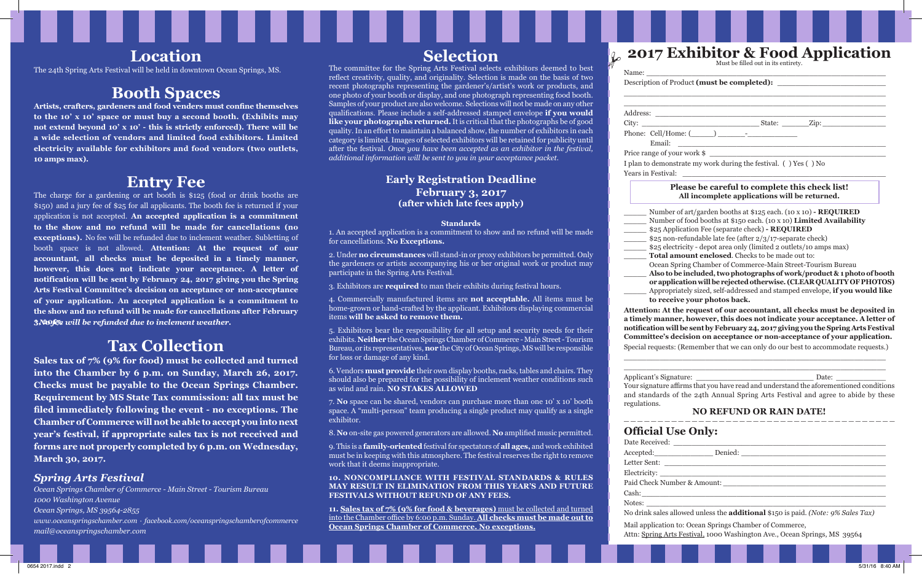# Location

The 24th Spring Arts Festival will be held in downtown Ocean Springs, MS.

# Booth Spaces

**Artists, crafters, gardeners and food venders must confine themselves to the 10' x 10' space or must buy a second booth. (Exhibits may not extend beyond 10' x 10' - this is strictly enforced). There will be a wide selection of vendors and limited food exhibitors. Limited electricity available for exhibitors and food vendors (two outlets, 10 amps max).**

# Entry Fee

The charge for a gardening or art booth is $125 (food or drink booths are $150) and a jury fee of $25 for all applicants. The booth fee is returned if your application is not accepted. **An accepted application is a commitment to the show and no refund will be made for cancellations (no exceptions).** No fee will be refunded due to inclement weather. Subletting of booth space is not allowed. **Attention: At the request of our accountant, all checks must be deposited in a timely manner, however, this does not indicate your acceptance. A letter of notification will be sent by February 24, 2017 giving you the Spring Arts Festival Committee's decision on acceptance or non-acceptance of your application. An accepted application is a commitment to the show and no refund will be made for cancellations after February 3. *No fee will be refunded due to inclement weather.***

# Tax Collection

**Sales tax of 7% (9% for food) must be collected and turned into the Chamber by 6 p.m. on Sunday, March 26, 2017. Checks must be payable to the Ocean Springs Chamber. Requirement by MS State Tax commission: all tax must be filed immediately following the event - no exceptions. The Chamber of Commerce will not be able to accept you into next year's festival, if appropriate sales tax is not received and forms are not properly completed by 6 p.m. on Wednesday, March 30, 2017.**

### *Spring Arts Festival*

*Ocean Springs Chamber of Commerce - Main Street - Tourism Bureau*
*1000 Washington Avenue*
*Ocean Springs, MS 39564-2855*
*www.oceanspringschamber.com · facebook.com/oceanspringschamberofcommerce*
*mail@oceanspringschamber.com*

# Selection

The committee for the Spring Arts Festival selects exhibitors deemed to best reflect creativity, quality, and originality. Selection is made on the basis of two recent photographs representing the gardener's/artist's work or products, and one photo of your booth or display, and one photograph representing food booth. Samples of your product are also welcome. Selections will not be made on any other qualifications. Please include a self-addressed stamped envelope **if you would like your photographs returned.** It is critical that the photographs be of good quality. In an effort to maintain a balanced show, the number of exhibitors in each category is limited. Images of selected exhibitors will be retained for publicity until after the festival. *Once you have been accepted as an exhibitor in the festival, additional information will be sent to you in your acceptance packet.*

## Early Registration Deadline
## February 3, 2017
## (after which late fees apply)

### Standards

1. An accepted application is a commitment to show and no refund will be made for cancellations. **No Exceptions.**

2. Under **no circumstances** will stand-in or proxy exhibitors be permitted. Only the gardeners or artists accompanying his or her original work or product may participate in the Spring Arts Festival.

3. Exhibitors are **required** to man their exhibits during festival hours.

4. Commercially manufactured items are **not acceptable.** All items must be home-grown or hand-crafted by the applicant. Exhibitors displaying commercial items **will be asked to remove them.**

5. Exhibitors bear the responsibility for all setup and security needs for their exhibits. **Neither** the Ocean Springs Chamber of Commerce - Main Street - Tourism Bureau, or its representatives, **nor** the City of Ocean Springs, MS will be responsible for loss or damage of any kind.

6. Vendors **must provide** their own display booths, racks, tables and chairs. They should also be prepared for the possibility of inclement weather conditions such as wind and rain. **NO STAKES ALLOWED**

7. **No** space can be shared, vendors can purchase more than one 10' x 10' booth space. A "multi-person" team producing a single product may qualify as a single exhibitor.

8. **No** on-site gas powered generators are allowed. **No** amplified music permitted.

9. This is a **family-oriented** festival for spectators of **all ages,** and work exhibited must be in keeping with this atmosphere. The festival reserves the right to remove work that it deems inappropriate.

**10. NONCOMPLIANCE WITH FESTIVAL STANDARDS & RULES MAY RESULT IN ELIMINATION FROM THIS YEAR'S AND FUTURE FESTIVALS WITHOUT REFUND OF ANY FEES.**

**11.** **Sales tax of 7% (9% for food & beverages)** must be collected and turned into the Chamber office by 6:00 p.m. Sunday. **All checks must be made out to Ocean Springs Chamber of Commerce. No exceptions.**

# 2017 Exhibitor & Food Application

Must be filled out in its entirety.

Name: ______________________________

Description of Product **(must be completed):** ______________________________

______________________________

______________________________

Address: ______________________________

City: ____________________ State: ______ Zip: ______________

Phone: Cell/Home: (_____) ______-__________

Email: ______________________________

Price range of your work $ ______________________________

I plan to demonstrate my work during the festival. ( ) Yes ( ) No

Years in Festival: ______________________________

**Please be careful to complete this check list!**
**All incomplete applications will be returned.**

_____ Number of art/garden booths at $125 each. (10 x 10) **- REQUIRED**
_____ Number of food booths at $150 each. (10 x 10) **Limited Availability**
_____ $25 Application Fee (separate check) **- REQUIRED**
_____ $25 non-refundable late fee (after 2/3/17-separate check)
_____ $25 electricity - depot area only (limited 2 outlets/10 amps max)
_____ **Total amount enclosed**. Checks to be made out to:
Ocean Spring Chamber of Commerce-Main Street-Tourism Bureau
_____ **Also to be included, two photographs of work/product & 1 photo of booth or application will be rejected otherwise. (CLEAR QUALITY OF PHOTOS)**
_____ Appropriately sized, self-addressed and stamped envelope, **if you would like to receive your photos back.**

**Attention: At the request of our accountant, all checks must be deposited in a timely manner, however, this does not indicate your acceptance. A letter of notification will be sent by February 24, 2017 giving you the Spring Arts Festival Committee's decision on acceptance or non-acceptance of your application.**

Special requests: (Remember that we can only do our best to accommodate requests.)

______________________________

______________________________

Applicant's Signature: ______________________ Date: __________

Your signature affirms that you have read and understand the aforementioned conditions and standards of the 24th Annual Spring Arts Festival and agree to abide by these regulations.

**NO REFUND OR RAIN DATE!**

## Official Use Only:

Date Received: ______________________________

Accepted: ____________ Denied: ______________________

Letter Sent: ______________________________

Electricity: ______________________________

Paid Check Number & Amount: ______________________________

Cash: ______________________________

Notes: ______________________________

No drink sales allowed unless the **additional** $150 is paid. *(Note: 9% Sales Tax)*

Mail application to: Ocean Springs Chamber of Commerce,
Attn: Spring Arts Festival, 1000 Washington Ave., Ocean Springs, MS 39564